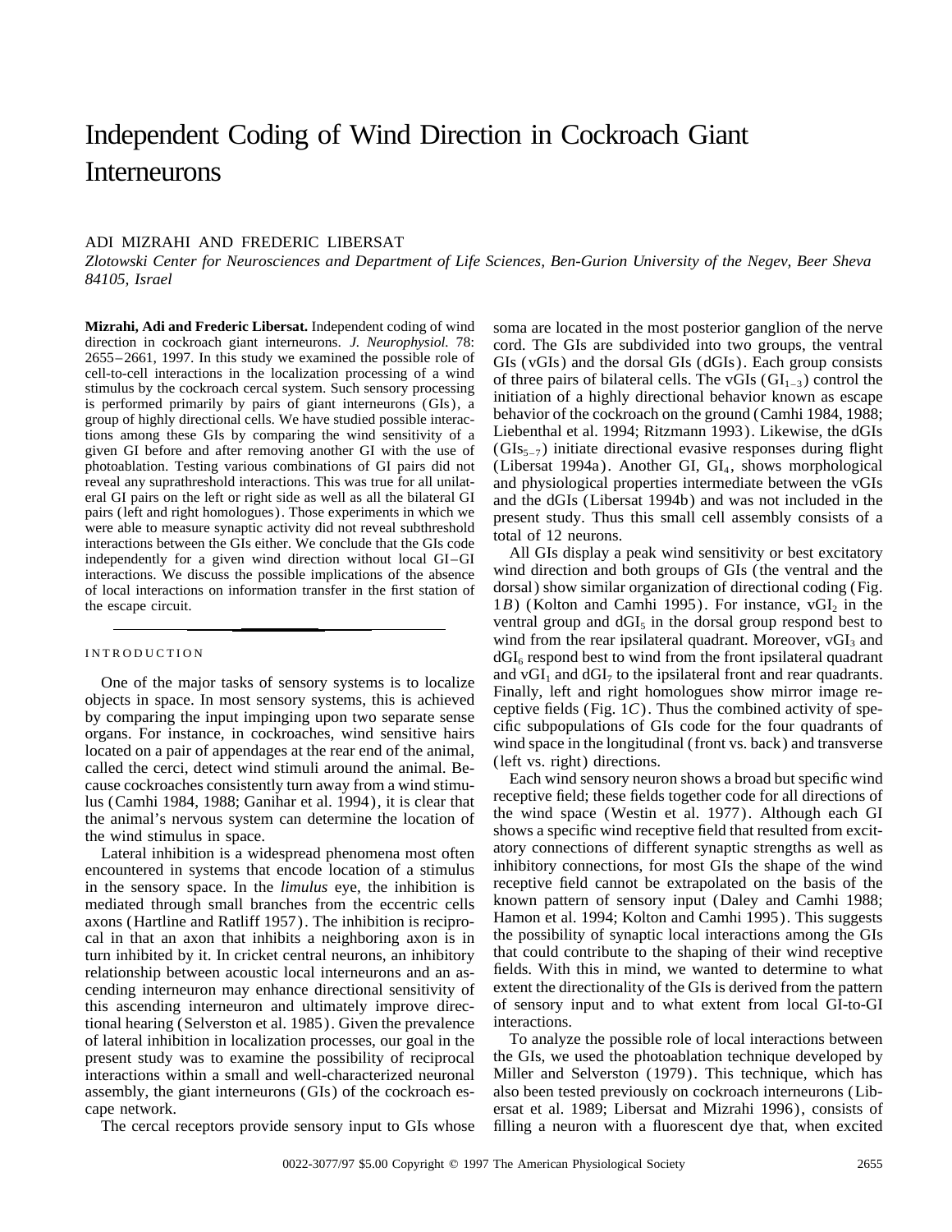# Independent Coding of Wind Direction in Cockroach Giant Interneurons

ADI MIZRAHI AND FREDERIC LIBERSAT

*Zlotowski Center for Neurosciences and Department of Life Sciences, Ben-Gurion University of the Negev, Beer Sheva 84105, Israel*

**Mizrahi, Adi and Frederic Libersat.** Independent coding of wind direction in cockroach giant interneurons. *J. Neurophysiol.* 78: 2655–2661, 1997. In this study we examined the possible role of cell-to-cell interactions in the localization processing of a wind stimulus by the cockroach cercal system. Such sensory processing is performed primarily by pairs of giant interneurons (GIs), a group of highly directional cells. We have studied possible interactions among these GIs by comparing the wind sensitivity of a given GI before and after removing another GI with the use of photoablation. Testing various combinations of GI pairs did not reveal any suprathreshold interactions. This was true for all unilateral GI pairs on the left or right side as well as all the bilateral GI pairs (left and right homologues). Those experiments in which we were able to measure synaptic activity did not reveal subthreshold interactions between the GIs either. We conclude that the GIs code independently for a given wind direction without local GI–GI interactions. We discuss the possible implications of the absence of local interactions on information transfer in the first station of the escape circuit.

## INTRODUCTION

One of the major tasks of sensory systems is to localize objects in space. In most sensory systems, this is achieved by comparing the input impinging upon two separate sense organs. For instance, in cockroaches, wind sensitive hairs located on a pair of appendages at the rear end of the animal, called the cerci, detect wind stimuli around the animal. Because cockroaches consistently turn away from a wind stimulus (Camhi 1984, 1988; Ganihar et al. 1994), it is clear that the animal's nervous system can determine the location of the wind stimulus in space.

Lateral inhibition is a widespread phenomena most often encountered in systems that encode location of a stimulus in the sensory space. In the *limulus* eye, the inhibition is mediated through small branches from the eccentric cells axons (Hartline and Ratliff 1957). The inhibition is reciprocal in that an axon that inhibits a neighboring axon is in turn inhibited by it. In cricket central neurons, an inhibitory relationship between acoustic local interneurons and an ascending interneuron may enhance directional sensitivity of this ascending interneuron and ultimately improve directional hearing (Selverston et al. 1985). Given the prevalence of lateral inhibition in localization processes, our goal in the present study was to examine the possibility of reciprocal interactions within a small and well-characterized neuronal assembly, the giant interneurons (GIs) of the cockroach escape network.

The cercal receptors provide sensory input to GIs whose soma are located in the most posterior ganglion of the nerve cord. The GIs are subdivided into two groups, the ventral GIs (vGIs) and the dorsal GIs (dGIs). Each group consists of three pairs of bilateral cells. The vGIs ($GI_{1-3}$) control the initiation of a highly directional behavior known as escape behavior of the cockroach on the ground (Camhi 1984, 1988; Liebenthal et al. 1994; Ritzmann 1993). Likewise, the dGIs ($GIs_{5-7}$) initiate directional evasive responses during flight (Libersat 1994a). Another GI, $GI_4$, shows morphological and physiological properties intermediate between the vGIs and the dGIs (Libersat 1994b) and was not included in the present study. Thus this small cell assembly consists of a total of 12 neurons.

All GIs display a peak wind sensitivity or best excitatory wind direction and both groups of GIs (the ventral and the dorsal) show similar organization of directional coding (Fig. 1*B*) (Kolton and Camhi 1995). For instance, $vGI_2$ in the ventral group and $dGI_5$ in the dorsal group respond best to wind from the rear ipsilateral quadrant. Moreover, $vGI_3$ and $dGI_6$ respond best to wind from the front ipsilateral quadrant and $vGI_1$ and $dGI_7$ to the ipsilateral front and rear quadrants. Finally, left and right homologues show mirror image receptive fields (Fig. 1*C*). Thus the combined activity of specific subpopulations of GIs code for the four quadrants of wind space in the longitudinal (front vs. back) and transverse (left vs. right) directions.

Each wind sensory neuron shows a broad but specific wind receptive field; these fields together code for all directions of the wind space (Westin et al. 1977). Although each GI shows a specific wind receptive field that resulted from excitatory connections of different synaptic strengths as well as inhibitory connections, for most GIs the shape of the wind receptive field cannot be extrapolated on the basis of the known pattern of sensory input (Daley and Camhi 1988; Hamon et al. 1994; Kolton and Camhi 1995). This suggests the possibility of synaptic local interactions among the GIs that could contribute to the shaping of their wind receptive fields. With this in mind, we wanted to determine to what extent the directionality of the GIs is derived from the pattern of sensory input and to what extent from local GI-to-GI interactions.

To analyze the possible role of local interactions between the GIs, we used the photoablation technique developed by Miller and Selverston (1979). This technique, which has also been tested previously on cockroach interneurons (Libersat et al. 1989; Libersat and Mizrahi 1996), consists of filling a neuron with a fluorescent dye that, when excited

0022-3077/97 $5.00 Copyright © 1997 The American Physiological Society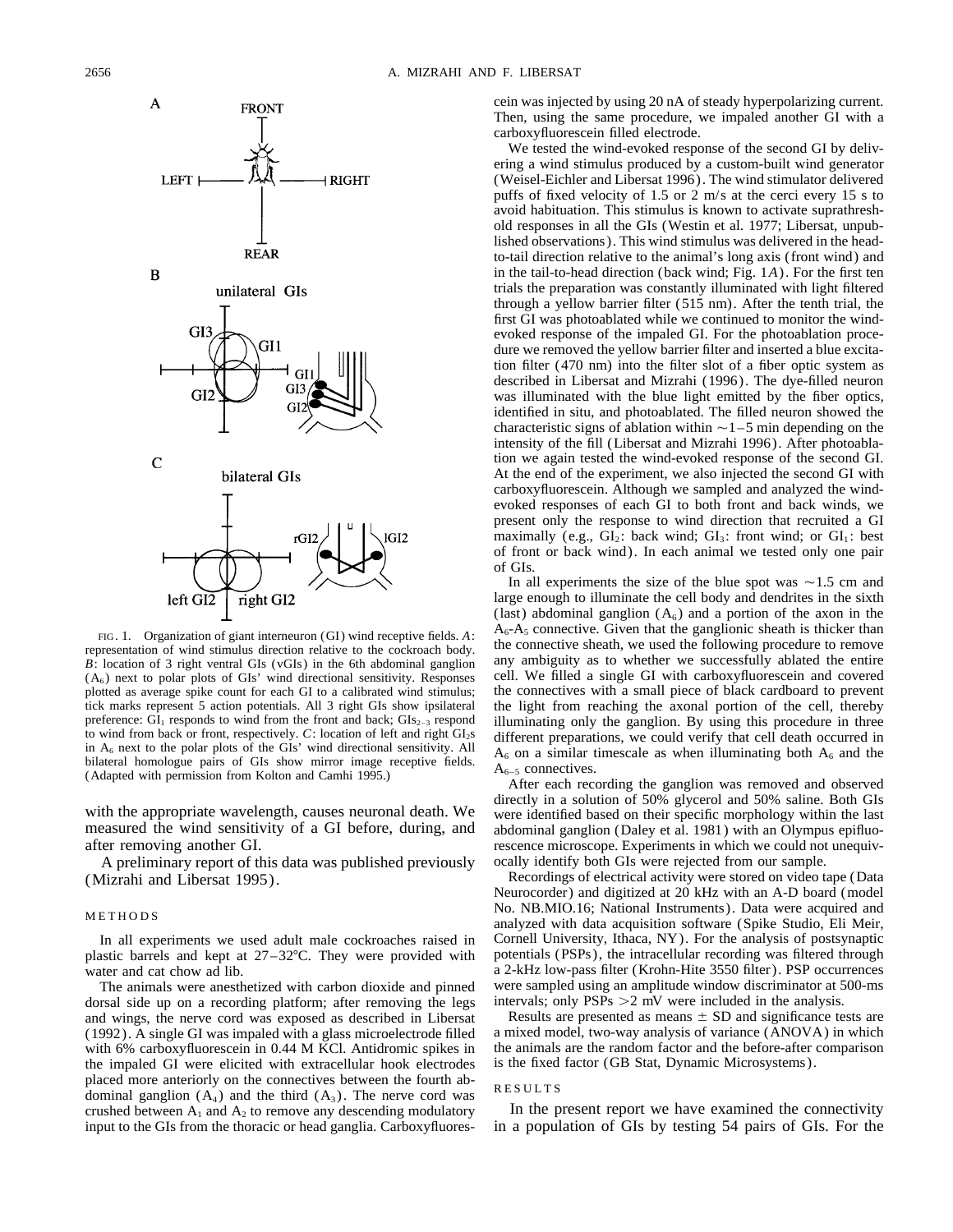FIG. 1. Organization of giant interneuron (GI) wind receptive fields. *A*: representation of wind stimulus direction relative to the cockroach body. *B*: location of 3 right ventral GIs (vGIs) in the 6th abdominal ganglion ($A_6$) next to polar plots of GIs' wind directional sensitivity. Responses plotted as average spike count for each GI to a calibrated wind stimulus; tick marks represent 5 action potentials. All 3 right GIs show ipsilateral preference: $GI_1$ responds to wind from the front and back; $GIs_{2-3}$ respond to wind from back or front, respectively. *C*: location of left and right $GI_2$s in $A_6$ next to the polar plots of the GIs' wind directional sensitivity. All bilateral homologue pairs of GIs show mirror image receptive fields. (Adapted with permission from Kolton and Camhi 1995.)

with the appropriate wavelength, causes neuronal death. We measured the wind sensitivity of a GI before, during, and after removing another GI.

A preliminary report of this data was published previously (Mizrahi and Libersat 1995).

## METHODS

In all experiments we used adult male cockroaches raised in plastic barrels and kept at 27–32°C. They were provided with water and cat chow ad lib.

The animals were anesthetized with carbon dioxide and pinned dorsal side up on a recording platform; after removing the legs and wings, the nerve cord was exposed as described in Libersat (1992). A single GI was impaled with a glass microelectrode filled with 6% carboxyfluorescein in 0.44 M KCl. Antidromic spikes in the impaled GI were elicited with extracellular hook electrodes placed more anteriorly on the connectives between the fourth abdominal ganglion ($A_4$) and the third ($A_3$). The nerve cord was crushed between $A_1$ and $A_2$ to remove any descending modulatory input to the GIs from the thoracic or head ganglia. Carboxyfluorescein was injected by using 20 nA of steady hyperpolarizing current. Then, using the same procedure, we impaled another GI with a carboxyfluorescein filled electrode.

We tested the wind-evoked response of the second GI by delivering a wind stimulus produced by a custom-built wind generator (Weisel-Eichler and Libersat 1996). The wind stimulator delivered puffs of fixed velocity of 1.5 or 2 m/s at the cerci every 15 s to avoid habituation. This stimulus is known to activate suprathreshold responses in all the GIs (Westin et al. 1977; Libersat, unpublished observations). This wind stimulus was delivered in the head-to-tail direction relative to the animal's long axis (front wind) and in the tail-to-head direction (back wind; Fig. 1*A*). For the first ten trials the preparation was constantly illuminated with light filtered through a yellow barrier filter (515 nm). After the tenth trial, the first GI was photoablated while we continued to monitor the wind-evoked response of the impaled GI. For the photoablation procedure we removed the yellow barrier filter and inserted a blue excitation filter (470 nm) into the filter slot of a fiber optic system as described in Libersat and Mizrahi (1996). The dye-filled neuron was illuminated with the blue light emitted by the fiber optics, identified in situ, and photoablated. The filled neuron showed the characteristic signs of ablation within ~1–5 min depending on the intensity of the fill (Libersat and Mizrahi 1996). After photoablation we again tested the wind-evoked response of the second GI. At the end of the experiment, we also injected the second GI with carboxyfluorescein. Although we sampled and analyzed the wind-evoked responses of each GI to both front and back winds, we present only the response to wind direction that recruited a GI maximally (e.g., $GI_2$: back wind; $GI_3$: front wind; or $GI_1$: best of front or back wind). In each animal we tested only one pair of GIs.

In all experiments the size of the blue spot was ~1.5 cm and large enough to illuminate the cell body and dendrites in the sixth (last) abdominal ganglion ($A_6$) and a portion of the axon in the $A_6$-$A_5$ connective. Given that the ganglionic sheath is thicker than the connective sheath, we used the following procedure to remove any ambiguity as to whether we successfully ablated the entire cell. We filled a single GI with carboxyfluorescein and covered the connectives with a small piece of black cardboard to prevent the light from reaching the axonal portion of the cell, thereby illuminating only the ganglion. By using this procedure in three different preparations, we could verify that cell death occurred in $A_6$ on a similar timescale as when illuminating both $A_6$ and the $A_{6-5}$ connectives.

After each recording the ganglion was removed and observed directly in a solution of 50% glycerol and 50% saline. Both GIs were identified based on their specific morphology within the last abdominal ganglion (Daley et al. 1981) with an Olympus epifluorescence microscope. Experiments in which we could not unequivocally identify both GIs were rejected from our sample.

Recordings of electrical activity were stored on video tape (Data Neurocorder) and digitized at 20 kHz with an A-D board (model No. NB.MIO.16; National Instruments). Data were acquired and analyzed with data acquisition software (Spike Studio, Eli Meir, Cornell University, Ithaca, NY). For the analysis of postsynaptic potentials (PSPs), the intracellular recording was filtered through a 2-kHz low-pass filter (Krohn-Hite 3550 filter). PSP occurrences were sampled using an amplitude window discriminator at 500-ms intervals; only PSPs >2 mV were included in the analysis.

Results are presented as means ± SD and significance tests are a mixed model, two-way analysis of variance (ANOVA) in which the animals are the random factor and the before-after comparison is the fixed factor (GB Stat, Dynamic Microsystems).

## RESULTS

In the present report we have examined the connectivity in a population of GIs by testing 54 pairs of GIs. For the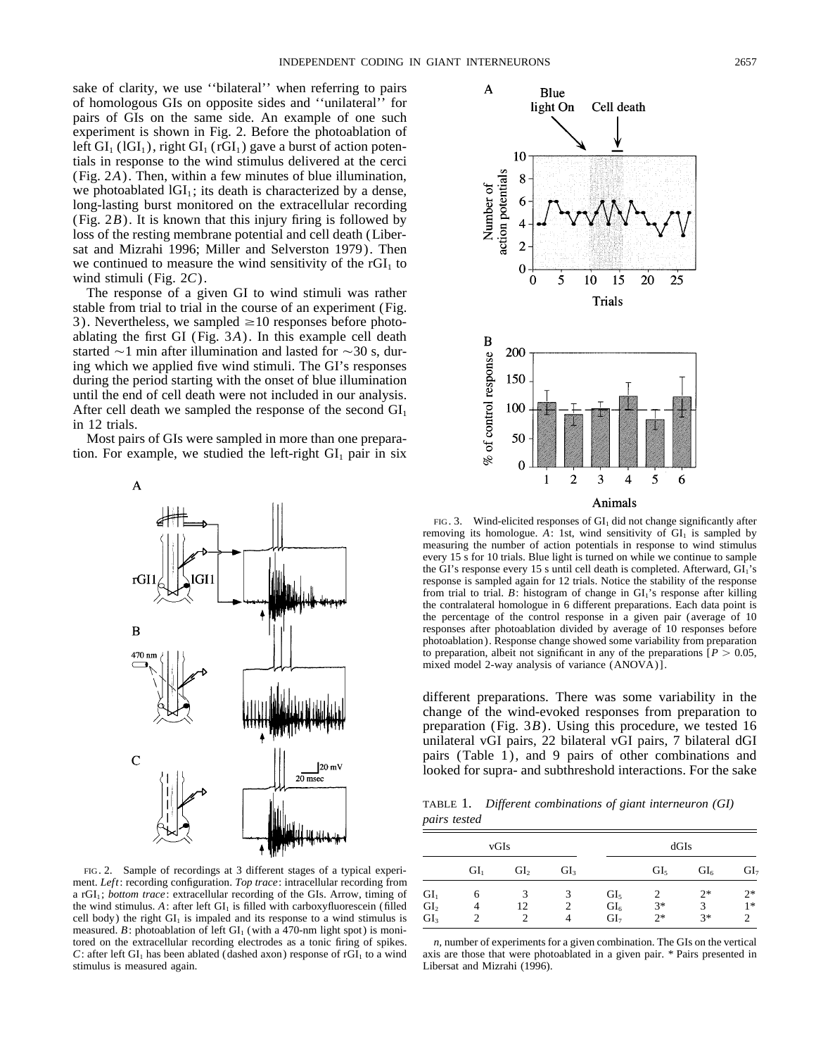sake of clarity, we use ''bilateral'' when referring to pairs of homologous GIs on opposite sides and ''unilateral'' for pairs of GIs on the same side. An example of one such experiment is shown in Fig. 2. Before the photoablation of left $GI_1$ ($lGI_1$), right $GI_1$ ($rGI_1$) gave a burst of action potentials in response to the wind stimulus delivered at the cerci (Fig. 2*A*). Then, within a few minutes of blue illumination, we photoablated $lGI_1$; its death is characterized by a dense, long-lasting burst monitored on the extracellular recording (Fig. 2*B*). It is known that this injury firing is followed by loss of the resting membrane potential and cell death (Libersat and Mizrahi 1996; Miller and Selverston 1979). Then we continued to measure the wind sensitivity of the $rGI_1$ to wind stimuli (Fig. 2*C*).

The response of a given GI to wind stimuli was rather stable from trial to trial in the course of an experiment (Fig. 3). Nevertheless, we sampled ≥10 responses before photoablating the first GI (Fig. 3*A*). In this example cell death started ~1 min after illumination and lasted for ~30 s, during which we applied five wind stimuli. The GI's responses during the period starting with the onset of blue illumination until the end of cell death were not included in our analysis. After cell death we sampled the response of the second $GI_1$ in 12 trials.

Most pairs of GIs were sampled in more than one preparation. For example, we studied the left-right $GI_1$ pair in six different preparations. There was some variability in the change of the wind-evoked responses from preparation to preparation (Fig. 3*B*). Using this procedure, we tested 16 unilateral vGI pairs, 22 bilateral vGI pairs, 7 bilateral dGI pairs (Table 1), and 9 pairs of other combinations and looked for supra- and subthreshold interactions. For the sake

FIG. 2. Sample of recordings at 3 different stages of a typical experiment. *Left*: recording configuration. *Top trace*: intracellular recording from a $rGI_1$; *bottom trace*: extracellular recording of the GIs. Arrow, timing of the wind stimulus. *A*: after left $GI_1$ is filled with carboxyfluorescein (filled cell body) the right $GI_1$ is impaled and its response to a wind stimulus is measured. *B*: photoablation of left $GI_1$ (with a 470-nm light spot) is monitored on the extracellular recording electrodes as a tonic firing of spikes. *C*: after left $GI_1$ has been ablated (dashed axon) response of $rGI_1$ to a wind stimulus is measured again.

FIG. 3. Wind-elicited responses of $GI_1$ did not change significantly after removing its homologue. *A*: 1st, wind sensitivity of $GI_1$ is sampled by measuring the number of action potentials in response to wind stimulus every 15 s for 10 trials. Blue light is turned on while we continue to sample the GI's response every 15 s until cell death is completed. Afterward, $GI_1$'s response is sampled again for 12 trials. Notice the stability of the response from trial to trial. *B*: histogram of change in $GI_1$'s response after killing the contralateral homologue in 6 different preparations. Each data point is the percentage of the control response in a given pair (average of 10 responses after photoablation divided by average of 10 responses before photoablation). Response change showed some variability from preparation to preparation, albeit not significant in any of the preparations [$P > 0.05$, mixed model 2-way analysis of variance (ANOVA)].

TABLE 1. *Different combinations of giant interneuron (GI) pairs tested*

| | vGIs | | | | dGIs | | |
|---|---|---|---|---|---|---|---|
| | $GI_1$ | $GI_2$ | $GI_3$ | | $GI_5$ | $GI_6$ | $GI_7$ |
| $GI_1$ | 6 | 3 | 3 | $GI_5$ | 2 | 2* | 2* |
| $GI_2$ | 4 | 12 | 2 | $GI_6$ | 3* | 3 | 1* |
| $GI_3$ | 2 | 2 | 4 | $GI_7$ | 2* | 3* | 2 |

*n*, number of experiments for a given combination. The GIs on the vertical axis are those that were photoablated in a given pair. * Pairs presented in Libersat and Mizrahi (1996).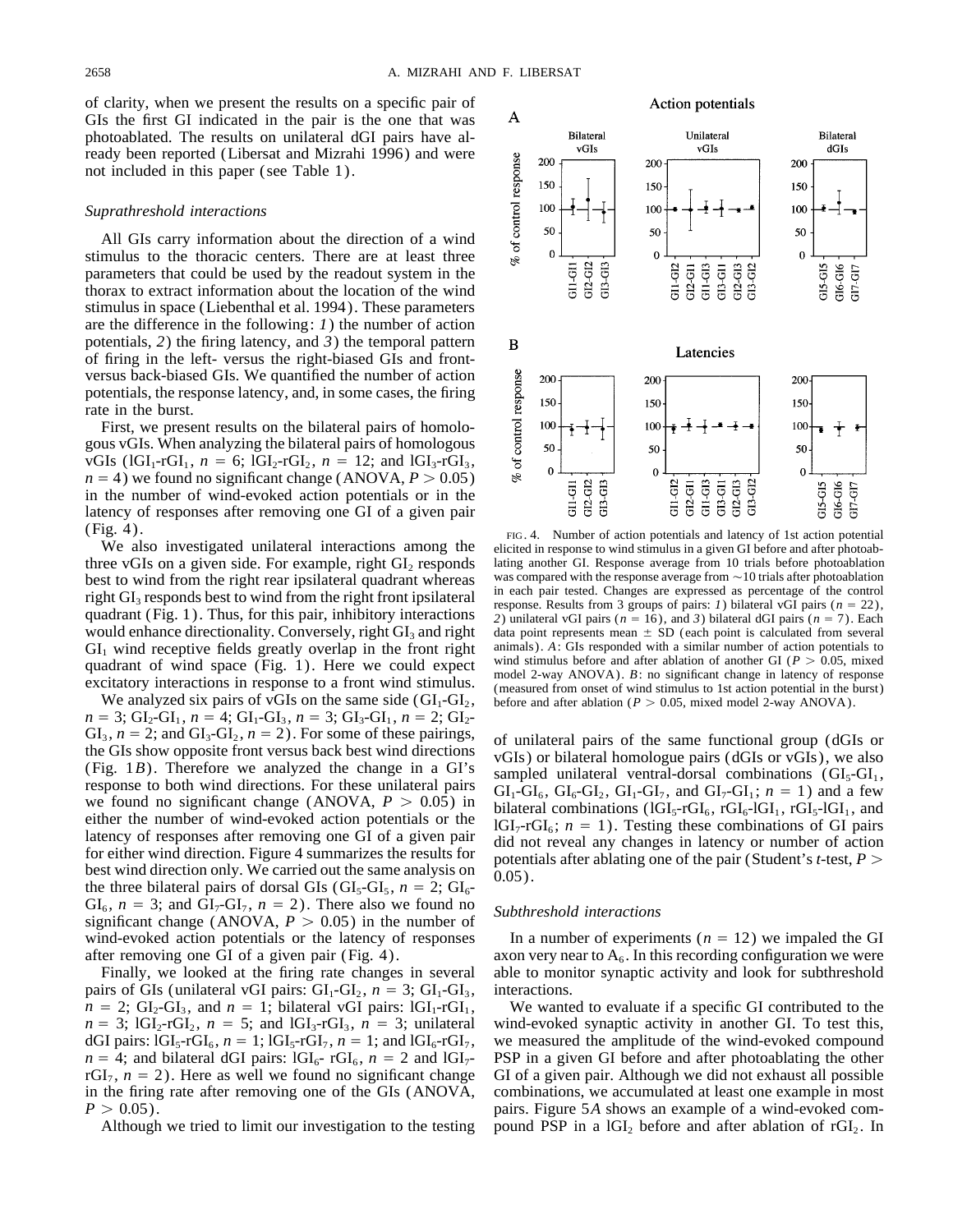of clarity, when we present the results on a specific pair of GIs the first GI indicated in the pair is the one that was photoablated. The results on unilateral dGI pairs have already been reported (Libersat and Mizrahi 1996) and were not included in this paper (see Table 1).

### *Suprathreshold interactions*

All GIs carry information about the direction of a wind stimulus to the thoracic centers. There are at least three parameters that could be used by the readout system in the thorax to extract information about the location of the wind stimulus in space (Liebenthal et al. 1994). These parameters are the difference in the following: *1*) the number of action potentials, *2*) the firing latency, and *3*) the temporal pattern of firing in the left- versus the right-biased GIs and front- versus back-biased GIs. We quantified the number of action potentials, the response latency, and, in some cases, the firing rate in the burst.

First, we present results on the bilateral pairs of homologous vGIs. When analyzing the bilateral pairs of homologous vGIs ($lGI_1$-$rGI_1$, $n = 6$; $lGI_2$-$rGI_2$, $n = 12$; and $lGI_3$-$rGI_3$, $n = 4$) we found no significant change (ANOVA, $P > 0.05$) in the number of wind-evoked action potentials or in the latency of responses after removing one GI of a given pair (Fig. 4).

We also investigated unilateral interactions among the three vGIs on a given side. For example, right $GI_2$ responds best to wind from the right rear ipsilateral quadrant whereas right $GI_3$ responds best to wind from the right front ipsilateral quadrant (Fig. 1). Thus, for this pair, inhibitory interactions would enhance directionality. Conversely, right $GI_3$ and right $GI_1$ wind receptive fields greatly overlap in the front right quadrant of wind space (Fig. 1). Here we could expect excitatory interactions in response to a front wind stimulus.

We analyzed six pairs of vGIs on the same side ($GI_1$-$GI_2$, $n = 3$; $GI_2$-$GI_1$, $n = 4$; $GI_1$-$GI_3$, $n = 3$; $GI_3$-$GI_1$, $n = 2$; $GI_2$-$GI_3$, $n = 2$; and $GI_3$-$GI_2$, $n = 2$). For some of these pairings, the GIs show opposite front versus back best wind directions (Fig. 1*B*). Therefore we analyzed the change in a GI's response to both wind directions. For these unilateral pairs we found no significant change (ANOVA, $P > 0.05$) in either the number of wind-evoked action potentials or the latency of responses after removing one GI of a given pair for either wind direction. Figure 4 summarizes the results for best wind direction only. We carried out the same analysis on the three bilateral pairs of dorsal GIs ($GI_5$-$GI_5$, $n = 2$; $GI_6$-$GI_6$, $n = 3$; and $GI_7$-$GI_7$, $n = 2$). There also we found no significant change (ANOVA, $P > 0.05$) in the number of wind-evoked action potentials or the latency of responses after removing one GI of a given pair (Fig. 4).

Finally, we looked at the firing rate changes in several pairs of GIs (unilateral vGI pairs: $GI_1$-$GI_2$, $n = 3$; $GI_1$-$GI_3$, $n = 2$; $GI_2$-$GI_3$, and $n = 1$; bilateral vGI pairs: $lGI_1$-$rGI_1$, $n = 3$; $lGI_2$-$rGI_2$, $n = 5$; and $lGI_3$-$rGI_3$, $n = 3$; unilateral dGI pairs: $lGI_5$-$rGI_6$, $n = 1$; $lGI_5$-$rGI_7$, $n = 1$; and $lGI_6$-$rGI_7$, $n = 4$; and bilateral dGI pairs: $lGI_6$- $rGI_6$, $n = 2$ and $lGI_7$-$rGI_7$, $n = 2$). Here as well we found no significant change in the firing rate after removing one of the GIs (ANOVA, $P > 0.05$).

Although we tried to limit our investigation to the testing of unilateral pairs of the same functional group (dGIs or vGIs) or bilateral homologue pairs (dGIs or vGIs), we also sampled unilateral ventral-dorsal combinations ($GI_5$-$GI_1$, $GI_1$-$GI_6$, $GI_6$-$GI_2$, $GI_1$-$GI_7$, and $GI_7$-$GI_1$; $n = 1$) and a few bilateral combinations ($lGI_5$-$rGI_6$, $rGI_6$-$lGI_1$, $rGI_5$-$lGI_1$, and $lGI_7$-$rGI_6$; $n = 1$). Testing these combinations of GI pairs did not reveal any changes in latency or number of action potentials after ablating one of the pair (Student's *t*-test, $P > 0.05$).

FIG. 4. Number of action potentials and latency of 1st action potential elicited in response to wind stimulus in a given GI before and after photoablating another GI. Response average from 10 trials before photoablation was compared with the response average from ~10 trials after photoablation in each pair tested. Changes are expressed as percentage of the control response. Results from 3 groups of pairs: *1*) bilateral vGI pairs ($n = 22$), *2*) unilateral vGI pairs ($n = 16$), and *3*) bilateral dGI pairs ($n = 7$). Each data point represents mean ± SD (each point is calculated from several animals). *A*: GIs responded with a similar number of action potentials to wind stimulus before and after ablation of another GI ($P > 0.05$, mixed model 2-way ANOVA). *B*: no significant change in latency of response (measured from onset of wind stimulus to 1st action potential in the burst) before and after ablation ($P > 0.05$, mixed model 2-way ANOVA).

### *Subthreshold interactions*

In a number of experiments ($n = 12$) we impaled the GI axon very near to $A_6$. In this recording configuration we were able to monitor synaptic activity and look for subthreshold interactions.

We wanted to evaluate if a specific GI contributed to the wind-evoked synaptic activity in another GI. To test this, we measured the amplitude of the wind-evoked compound PSP in a given GI before and after photoablating the other GI of a given pair. Although we did not exhaust all possible combinations, we accumulated at least one example in most pairs. Figure 5*A* shows an example of a wind-evoked compound PSP in a $lGI_2$ before and after ablation of $rGI_2$. In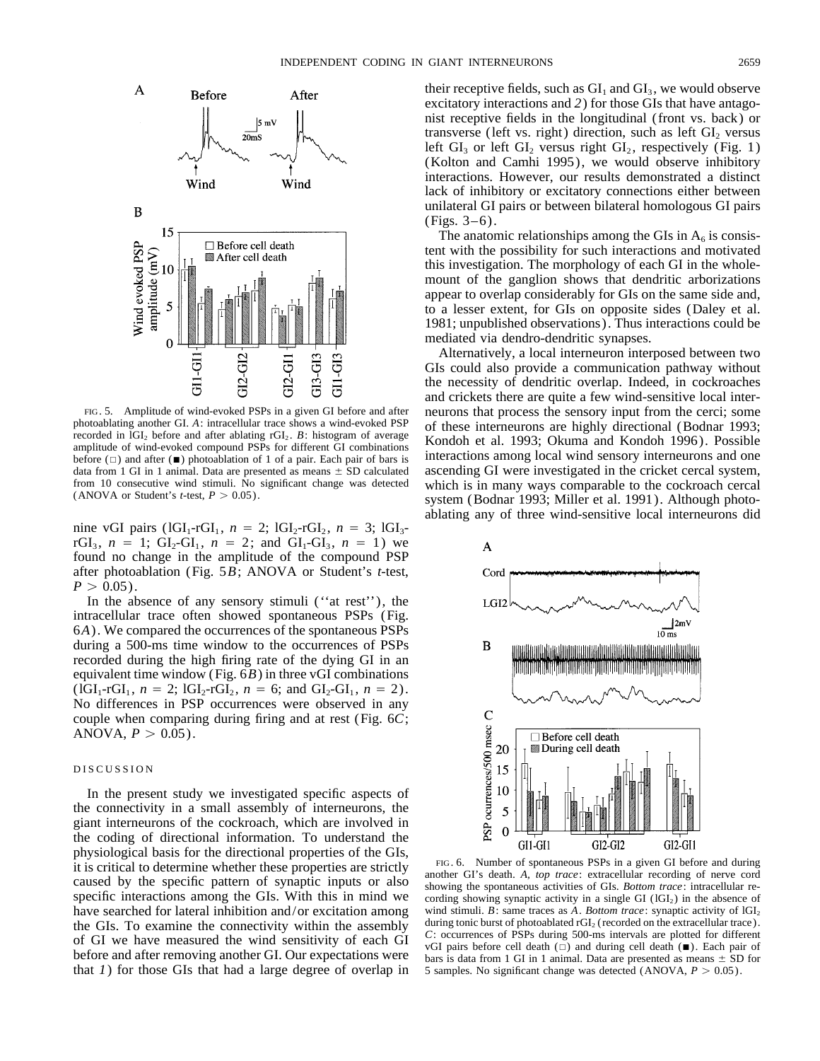FIG. 5. Amplitude of wind-evoked PSPs in a given GI before and after photoablating another GI. *A*: intracellular trace shows a wind-evoked PSP recorded in $lGI_2$ before and after ablating $rGI_2$. *B*: histogram of average amplitude of wind-evoked compound PSPs for different GI combinations before (□) and after (■) photoablation of 1 of a pair. Each pair of bars is data from 1 GI in 1 animal. Data are presented as means ± SD calculated from 10 consecutive wind stimuli. No significant change was detected (ANOVA or Student's *t*-test, $P > 0.05$).

nine vGI pairs ($lGI_1$-$rGI_1$, $n = 2$; $lGI_2$-$rGI_2$, $n = 3$; $lGI_3$-$rGI_3$, $n = 1$; $GI_2$-$GI_1$, $n = 2$; and $GI_1$-$GI_3$, $n = 1$) we found no change in the amplitude of the compound PSP after photoablation (Fig. 5*B*; ANOVA or Student's *t*-test, $P > 0.05$).

In the absence of any sensory stimuli (''at rest''), the intracellular trace often showed spontaneous PSPs (Fig. 6*A*). We compared the occurrences of the spontaneous PSPs during a 500-ms time window to the occurrences of PSPs recorded during the high firing rate of the dying GI in an equivalent time window (Fig. 6*B*) in three vGI combinations ($lGI_1$-$rGI_1$, $n = 2$; $lGI_2$-$rGI_2$, $n = 6$; and $GI_2$-$GI_1$, $n = 2$). No differences in PSP occurrences were observed in any couple when comparing during firing and at rest (Fig. 6*C*; ANOVA, $P > 0.05$).

## DISCUSSION

In the present study we investigated specific aspects of the connectivity in a small assembly of interneurons, the giant interneurons of the cockroach, which are involved in the coding of directional information. To understand the physiological basis for the directional properties of the GIs, it is critical to determine whether these properties are strictly caused by the specific pattern of synaptic inputs or also specific interactions among the GIs. With this in mind we have searched for lateral inhibition and/or excitation among the GIs. To examine the connectivity within the assembly of GI we have measured the wind sensitivity of each GI before and after removing another GI. Our expectations were that *1*) for those GIs that had a large degree of overlap in their receptive fields, such as $GI_1$ and $GI_3$, we would observe excitatory interactions and *2*) for those GIs that have antagonist receptive fields in the longitudinal (front vs. back) or transverse (left vs. right) direction, such as left $GI_2$ versus left $GI_3$ or left $GI_2$ versus right $GI_2$, respectively (Fig. 1) (Kolton and Camhi 1995), we would observe inhibitory interactions. However, our results demonstrated a distinct lack of inhibitory or excitatory connections either between unilateral GI pairs or between bilateral homologous GI pairs (Figs. 3–6).

The anatomic relationships among the GIs in $A_6$ is consistent with the possibility for such interactions and motivated this investigation. The morphology of each GI in the whole-mount of the ganglion shows that dendritic arborizations appear to overlap considerably for GIs on the same side and, to a lesser extent, for GIs on opposite sides (Daley et al. 1981; unpublished observations). Thus interactions could be mediated via dendro-dendritic synapses.

Alternatively, a local interneuron interposed between two GIs could also provide a communication pathway without the necessity of dendritic overlap. Indeed, in cockroaches and crickets there are quite a few wind-sensitive local interneurons that process the sensory input from the cerci; some of these interneurons are highly directional (Bodnar 1993; Kondoh et al. 1993; Okuma and Kondoh 1996). Possible interactions among local wind sensory interneurons and one ascending GI were investigated in the cricket cercal system, which is in many ways comparable to the cockroach cercal system (Bodnar 1993; Miller et al. 1991). Although photoablating any of three wind-sensitive local interneurons did

FIG. 6. Number of spontaneous PSPs in a given GI before and during another GI's death. *A*, *top trace*: extracellular recording of nerve cord showing the spontaneous activities of GIs. *Bottom trace*: intracellular recording showing synaptic activity in a single GI ($lGI_2$) in the absence of wind stimuli. *B*: same traces as *A*. *Bottom trace*: synaptic activity of $lGI_2$ during tonic burst of photoablated $rGI_2$ (recorded on the extracellular trace). *C*: occurrences of PSPs during 500-ms intervals are plotted for different vGI pairs before cell death (□) and during cell death (■). Each pair of bars is data from 1 GI in 1 animal. Data are presented as means ± SD for 5 samples. No significant change was detected (ANOVA, $P > 0.05$).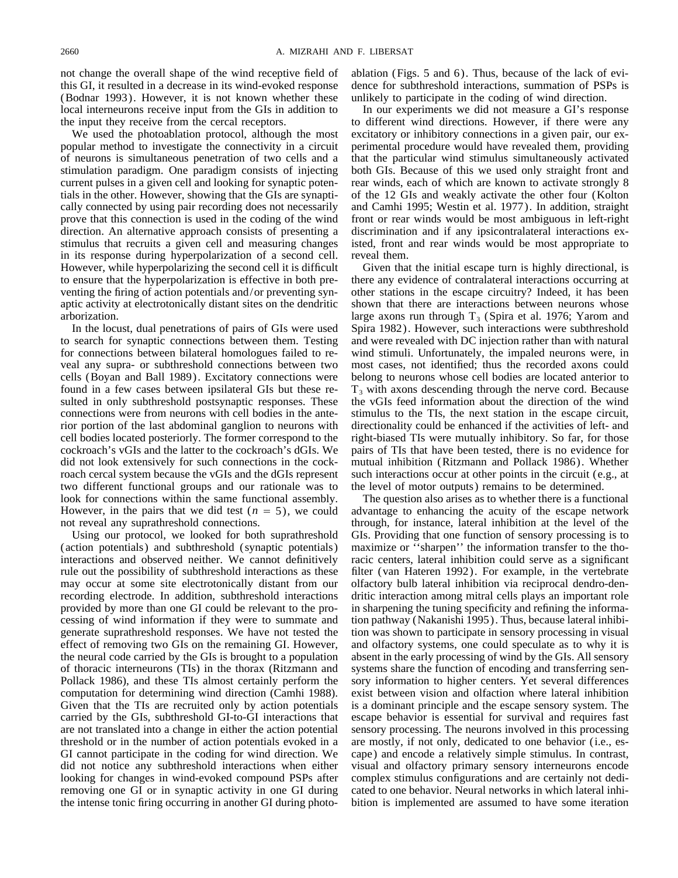not change the overall shape of the wind receptive field of this GI, it resulted in a decrease in its wind-evoked response (Bodnar 1993). However, it is not known whether these local interneurons receive input from the GIs in addition to the input they receive from the cercal receptors.

We used the photoablation protocol, although the most popular method to investigate the connectivity in a circuit of neurons is simultaneous penetration of two cells and a stimulation paradigm. One paradigm consists of injecting current pulses in a given cell and looking for synaptic potentials in the other. However, showing that the GIs are synaptically connected by using pair recording does not necessarily prove that this connection is used in the coding of the wind direction. An alternative approach consists of presenting a stimulus that recruits a given cell and measuring changes in its response during hyperpolarization of a second cell. However, while hyperpolarizing the second cell it is difficult to ensure that the hyperpolarization is effective in both preventing the firing of action potentials and/or preventing synaptic activity at electrotonically distant sites on the dendritic arborization.

In the locust, dual penetrations of pairs of GIs were used to search for synaptic connections between them. Testing for connections between bilateral homologues failed to reveal any supra- or subthreshold connections between two cells (Boyan and Ball 1989). Excitatory connections were found in a few cases between ipsilateral GIs but these resulted in only subthreshold postsynaptic responses. These connections were from neurons with cell bodies in the anterior portion of the last abdominal ganglion to neurons with cell bodies located posteriorly. The former correspond to the cockroach's vGIs and the latter to the cockroach's dGIs. We did not look extensively for such connections in the cockroach cercal system because the vGIs and the dGIs represent two different functional groups and our rationale was to look for connections within the same functional assembly. However, in the pairs that we did test ($n = 5$), we could not reveal any suprathreshold connections.

Using our protocol, we looked for both suprathreshold (action potentials) and subthreshold (synaptic potentials) interactions and observed neither. We cannot definitively rule out the possibility of subthreshold interactions as these may occur at some site electrotonically distant from our recording electrode. In addition, subthreshold interactions provided by more than one GI could be relevant to the processing of wind information if they were to summate and generate suprathreshold responses. We have not tested the effect of removing two GIs on the remaining GI. However, the neural code carried by the GIs is brought to a population of thoracic interneurons (TIs) in the thorax (Ritzmann and Pollack 1986), and these TIs almost certainly perform the computation for determining wind direction (Camhi 1988). Given that the TIs are recruited only by action potentials carried by the GIs, subthreshold GI-to-GI interactions that are not translated into a change in either the action potential threshold or in the number of action potentials evoked in a GI cannot participate in the coding for wind direction. We did not notice any subthreshold interactions when either looking for changes in wind-evoked compound PSPs after removing one GI or in synaptic activity in one GI during the intense tonic firing occurring in another GI during photoablation (Figs. 5 and 6). Thus, because of the lack of evidence for subthreshold interactions, summation of PSPs is unlikely to participate in the coding of wind direction.

In our experiments we did not measure a GI's response to different wind directions. However, if there were any excitatory or inhibitory connections in a given pair, our experimental procedure would have revealed them, providing that the particular wind stimulus simultaneously activated both GIs. Because of this we used only straight front and rear winds, each of which are known to activate strongly 8 of the 12 GIs and weakly activate the other four (Kolton and Camhi 1995; Westin et al. 1977). In addition, straight front or rear winds would be most ambiguous in left-right discrimination and if any ipsicontralateral interactions existed, front and rear winds would be most appropriate to reveal them.

Given that the initial escape turn is highly directional, is there any evidence of contralateral interactions occurring at other stations in the escape circuitry? Indeed, it has been shown that there are interactions between neurons whose large axons run through $T_3$ (Spira et al. 1976; Yarom and Spira 1982). However, such interactions were subthreshold and were revealed with DC injection rather than with natural wind stimuli. Unfortunately, the impaled neurons were, in most cases, not identified; thus the recorded axons could belong to neurons whose cell bodies are located anterior to $T_3$ with axons descending through the nerve cord. Because the vGIs feed information about the direction of the wind stimulus to the TIs, the next station in the escape circuit, directionality could be enhanced if the activities of left- and right-biased TIs were mutually inhibitory. So far, for those pairs of TIs that have been tested, there is no evidence for mutual inhibition (Ritzmann and Pollack 1986). Whether such interactions occur at other points in the circuit (e.g., at the level of motor outputs) remains to be determined.

The question also arises as to whether there is a functional advantage to enhancing the acuity of the escape network through, for instance, lateral inhibition at the level of the GIs. Providing that one function of sensory processing is to maximize or ''sharpen'' the information transfer to the thoracic centers, lateral inhibition could serve as a significant filter (van Hateren 1992). For example, in the vertebrate olfactory bulb lateral inhibition via reciprocal dendro-dendritic interaction among mitral cells plays an important role in sharpening the tuning specificity and refining the information pathway (Nakanishi 1995). Thus, because lateral inhibition was shown to participate in sensory processing in visual and olfactory systems, one could speculate as to why it is absent in the early processing of wind by the GIs. All sensory systems share the function of encoding and transferring sensory information to higher centers. Yet several differences exist between vision and olfaction where lateral inhibition is a dominant principle and the escape sensory system. The escape behavior is essential for survival and requires fast sensory processing. The neurons involved in this processing are mostly, if not only, dedicated to one behavior (i.e., escape) and encode a relatively simple stimulus. In contrast, visual and olfactory primary sensory interneurons encode complex stimulus configurations and are certainly not dedicated to one behavior. Neural networks in which lateral inhibition is implemented are assumed to have some iteration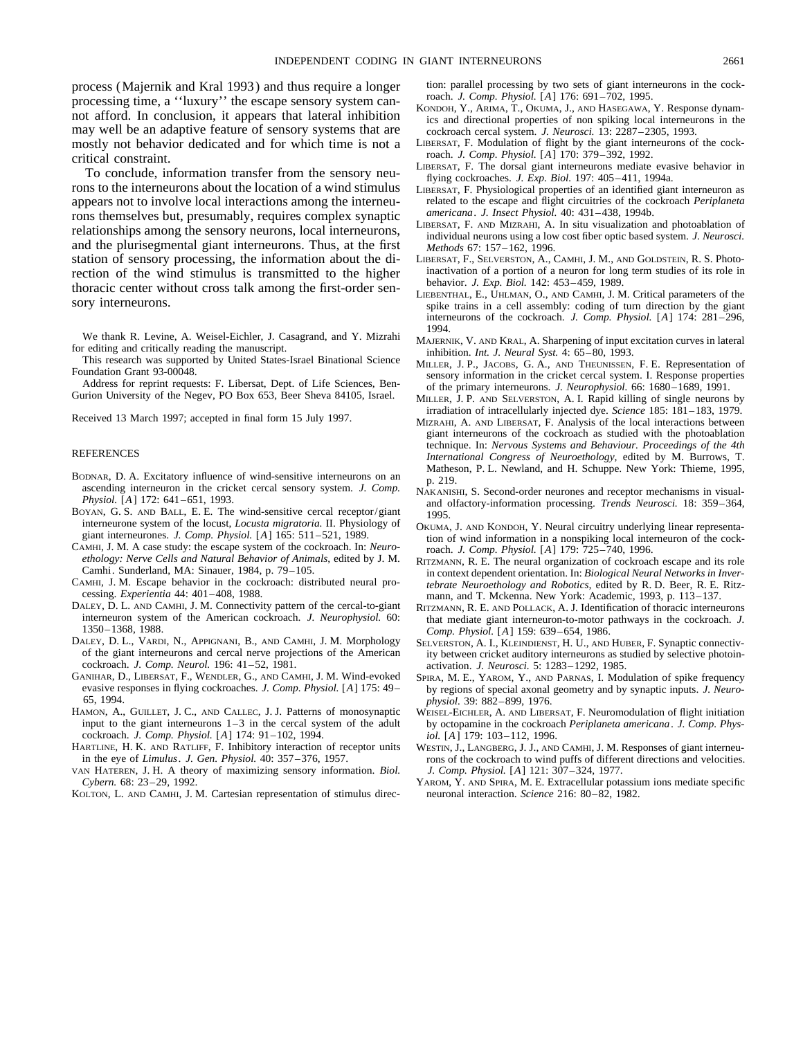process (Majernik and Kral 1993) and thus require a longer processing time, a ''luxury'' the escape sensory system cannot afford. In conclusion, it appears that lateral inhibition may well be an adaptive feature of sensory systems that are mostly not behavior dedicated and for which time is not a critical constraint.

To conclude, information transfer from the sensory neurons to the interneurons about the location of a wind stimulus appears not to involve local interactions among the interneurons themselves but, presumably, requires complex synaptic relationships among the sensory neurons, local interneurons, and the plurisegmental giant interneurons. Thus, at the first station of sensory processing, the information about the direction of the wind stimulus is transmitted to the higher thoracic center without cross talk among the first-order sensory interneurons.

We thank R. Levine, A. Weisel-Eichler, J. Casagrand, and Y. Mizrahi for editing and critically reading the manuscript.

This research was supported by United States-Israel Binational Science Foundation Grant 93-00048.

Address for reprint requests: F. Libersat, Dept. of Life Sciences, Ben-Gurion University of the Negev, PO Box 653, Beer Sheva 84105, Israel.

Received 13 March 1997; accepted in final form 15 July 1997.

## REFERENCES

Bodnar, D. A. Excitatory influence of wind-sensitive interneurons on an ascending interneuron in the cricket cercal sensory system. *J. Comp. Physiol.* [*A*] 172: 641–651, 1993.

Boyan, G. S. and Ball, E. E. The wind-sensitive cercal receptor/giant interneurone system of the locust, *Locusta migratoria.* II. Physiology of giant interneurones. *J. Comp. Physiol.* [*A*] 165: 511–521, 1989.

Camhi, J. M. A case study: the escape system of the cockroach. In: *Neuroethology: Nerve Cells and Natural Behavior of Animals,* edited by J. M. Camhi. Sunderland, MA: Sinauer, 1984, p. 79–105.

Camhi, J. M. Escape behavior in the cockroach: distributed neural processing. *Experientia* 44: 401–408, 1988.

Daley, D. L. and Camhi, J. M. Connectivity pattern of the cercal-to-giant interneuron system of the American cockroach. *J. Neurophysiol.* 60: 1350–1368, 1988.

Daley, D. L., Vardi, N., Appignani, B., and Camhi, J. M. Morphology of the giant interneurons and cercal nerve projections of the American cockroach. *J. Comp. Neurol.* 196: 41–52, 1981.

Ganihar, D., Libersat, F., Wendler, G., and Camhi, J. M. Wind-evoked evasive responses in flying cockroaches. *J. Comp. Physiol.* [*A*] 175: 49–65, 1994.

Hamon, A., Guillet, J. C., and Callec, J. J. Patterns of monosynaptic input to the giant interneurons 1–3 in the cercal system of the adult cockroach. *J. Comp. Physiol.* [*A*] 174: 91–102, 1994.

Hartline, H. K. and Ratliff, F. Inhibitory interaction of receptor units in the eye of *Limulus*. *J. Gen. Physiol.* 40: 357–376, 1957.

van Hateren, J. H. A theory of maximizing sensory information. *Biol. Cybern.* 68: 23–29, 1992.

Kolton, L. and Camhi, J. M. Cartesian representation of stimulus direction: parallel processing by two sets of giant interneurons in the cockroach. *J. Comp. Physiol.* [*A*] 176: 691–702, 1995.

Kondoh, Y., Arima, T., Okuma, J., and Hasegawa, Y. Response dynamics and directional properties of non spiking local interneurons in the cockroach cercal system. *J. Neurosci.* 13: 2287–2305, 1993.

Libersat, F. Modulation of flight by the giant interneurons of the cockroach. *J. Comp. Physiol.* [*A*] 170: 379–392, 1992.

Libersat, F. The dorsal giant interneurons mediate evasive behavior in flying cockroaches. *J. Exp. Biol.* 197: 405–411, 1994a.

Libersat, F. Physiological properties of an identified giant interneuron as related to the escape and flight circuitries of the cockroach *Periplaneta americana*. *J. Insect Physiol.* 40: 431–438, 1994b.

Libersat, F. and Mizrahi, A. In situ visualization and photoablation of individual neurons using a low cost fiber optic based system. *J. Neurosci. Methods* 67: 157–162, 1996.

Libersat, F., Selverston, A., Camhi, J. M., and Goldstein, R. S. Photoinactivation of a portion of a neuron for long term studies of its role in behavior. *J. Exp. Biol.* 142: 453–459, 1989.

Liebenthal, E., Uhlman, O., and Camhi, J. M. Critical parameters of the spike trains in a cell assembly: coding of turn direction by the giant interneurons of the cockroach. *J. Comp. Physiol.* [*A*] 174: 281–296, 1994.

Majernik, V. and Kral, A. Sharpening of input excitation curves in lateral inhibition. *Int. J. Neural Syst.* 4: 65–80, 1993.

Miller, J. P., Jacobs, G. A., and Theunissen, F. E. Representation of sensory information in the cricket cercal system. I. Response properties of the primary interneurons. *J. Neurophysiol.* 66: 1680–1689, 1991.

Miller, J. P. and Selverston, A. I. Rapid killing of single neurons by irradiation of intracellularly injected dye. *Science* 185: 181–183, 1979.

Mizrahi, A. and Libersat, F. Analysis of the local interactions between giant interneurons of the cockroach as studied with the photoablation technique. In: *Nervous Systems and Behaviour. Proceedings of the 4th International Congress of Neuroethology,* edited by M. Burrows, T. Matheson, P. L. Newland, and H. Schuppe. New York: Thieme, 1995, p. 219.

Nakanishi, S. Second-order neurones and receptor mechanisms in visual- and olfactory-information processing. *Trends Neurosci.* 18: 359–364, 1995.

Okuma, J. and Kondoh, Y. Neural circuitry underlying linear representation of wind information in a nonspiking local interneuron of the cockroach. *J. Comp. Physiol.* [*A*] 179: 725–740, 1996.

Ritzmann, R. E. The neural organization of cockroach escape and its role in context dependent orientation. In: *Biological Neural Networks in Invertebrate Neuroethology and Robotics,* edited by R. D. Beer, R. E. Ritzmann, and T. Mckenna. New York: Academic, 1993, p. 113–137.

Ritzmann, R. E. and Pollack, A. J. Identification of thoracic interneurons that mediate giant interneuron-to-motor pathways in the cockroach. *J. Comp. Physiol.* [*A*] 159: 639–654, 1986.

Selverston, A. I., Kleindienst, H. U., and Huber, F. Synaptic connectivity between cricket auditory interneurons as studied by selective photoinactivation. *J. Neurosci.* 5: 1283–1292, 1985.

Spira, M. E., Yarom, Y., and Parnas, I. Modulation of spike frequency by regions of special axonal geometry and by synaptic inputs. *J. Neurophysiol.* 39: 882–899, 1976.

Weisel-Eichler, A. and Libersat, F. Neuromodulation of flight initiation by octopamine in the cockroach *Periplaneta americana*. *J. Comp. Physiol.* [*A*] 179: 103–112, 1996.

Westin, J., Langberg, J. J., and Camhi, J. M. Responses of giant interneurons of the cockroach to wind puffs of different directions and velocities. *J. Comp. Physiol.* [*A*] 121: 307–324, 1977.

Yarom, Y. and Spira, M. E. Extracellular potassium ions mediate specific neuronal interaction. *Science* 216: 80–82, 1982.